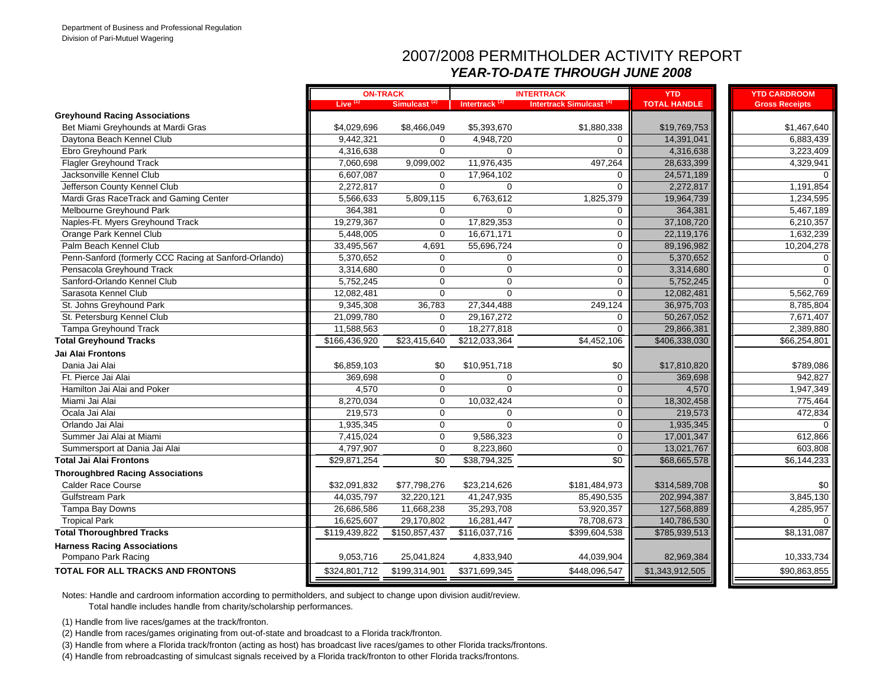Department of Business and Professional Regulation
Division of Pari-Mutuel Wagering

# 2007/2008 PERMITHOLDER ACTIVITY REPORT

## *YEAR-TO-DATE THROUGH JUNE 2008*

| | ON-TRACK | | INTERTRACK | | YTD | YTD CARDROOM |
|---|---|---|---|---|---|---|
| | Live (1) | Simulcast (2) | Intertrack (3) | Intertrack Simulcast (4) | TOTAL HANDLE | Gross Receipts |
| **Greyhound Racing Associations** | | | | | | |
| Bet Miami Greyhounds at Mardi Gras | $4,029,696 | $8,466,049 | $5,393,670 | $1,880,338 | $19,769,753 | $1,467,640 |
| Daytona Beach Kennel Club | 9,442,321 | 0 | 4,948,720 | 0 | 14,391,041 | 6,883,439 |
| Ebro Greyhound Park | 4,316,638 | 0 | 0 | 0 | 4,316,638 | 3,223,409 |
| Flagler Greyhound Track | 7,060,698 | 9,099,002 | 11,976,435 | 497,264 | 28,633,399 | 4,329,941 |
| Jacksonville Kennel Club | 6,607,087 | 0 | 17,964,102 | 0 | 24,571,189 | 0 |
| Jefferson County Kennel Club | 2,272,817 | 0 | 0 | 0 | 2,272,817 | 1,191,854 |
| Mardi Gras RaceTrack and Gaming Center | 5,566,633 | 5,809,115 | 6,763,612 | 1,825,379 | 19,964,739 | 1,234,595 |
| Melbourne Greyhound Park | 364,381 | 0 | 0 | 0 | 364,381 | 5,467,189 |
| Naples-Ft. Myers Greyhound Track | 19,279,367 | 0 | 17,829,353 | 0 | 37,108,720 | 6,210,357 |
| Orange Park Kennel Club | 5,448,005 | 0 | 16,671,171 | 0 | 22,119,176 | 1,632,239 |
| Palm Beach Kennel Club | 33,495,567 | 4,691 | 55,696,724 | 0 | 89,196,982 | 10,204,278 |
| Penn-Sanford (formerly CCC Racing at Sanford-Orlando) | 5,370,652 | 0 | 0 | 0 | 5,370,652 | 0 |
| Pensacola Greyhound Track | 3,314,680 | 0 | 0 | 0 | 3,314,680 | 0 |
| Sanford-Orlando Kennel Club | 5,752,245 | 0 | 0 | 0 | 5,752,245 | 0 |
| Sarasota Kennel Club | 12,082,481 | 0 | 0 | 0 | 12,082,481 | 5,562,769 |
| St. Johns Greyhound Park | 9,345,308 | 36,783 | 27,344,488 | 249,124 | 36,975,703 | 8,785,804 |
| St. Petersburg Kennel Club | 21,099,780 | 0 | 29,167,272 | 0 | 50,267,052 | 7,671,407 |
| Tampa Greyhound Track | 11,588,563 | 0 | 18,277,818 | 0 | 29,866,381 | 2,389,880 |
| **Total Greyhound Tracks** | $166,436,920 | $23,415,640 | $212,033,364 | $4,452,106 | $406,338,030 | $66,254,801 |
| **Jai Alai Frontons** | | | | | | |
| Dania Jai Alai | $6,859,103 | $0 | $10,951,718 | $0 | $17,810,820 | $789,086 |
| Ft. Pierce Jai Alai | 369,698 | 0 | 0 | 0 | 369,698 | 942,827 |
| Hamilton Jai Alai and Poker | 4,570 | 0 | 0 | 0 | 4,570 | 1,947,349 |
| Miami Jai Alai | 8,270,034 | 0 | 10,032,424 | 0 | 18,302,458 | 775,464 |
| Ocala Jai Alai | 219,573 | 0 | 0 | 0 | 219,573 | 472,834 |
| Orlando Jai Alai | 1,935,345 | 0 | 0 | 0 | 1,935,345 | 0 |
| Summer Jai Alai at Miami | 7,415,024 | 0 | 9,586,323 | 0 | 17,001,347 | 612,866 |
| Summersport at Dania Jai Alai | 4,797,907 | 0 | 8,223,860 | 0 | 13,021,767 | 603,808 |
| **Total Jai Alai Frontons** | $29,871,254 | $0 | $38,794,325 | $0 | $68,665,578 | $6,144,233 |
| **Thoroughbred Racing Associations** | | | | | | |
| Calder Race Course | $32,091,832 | $77,798,276 | $23,214,626 | $181,484,973 | $314,589,708 | $0 |
| Gulfstream Park | 44,035,797 | 32,220,121 | 41,247,935 | 85,490,535 | 202,994,387 | 3,845,130 |
| Tampa Bay Downs | 26,686,586 | 11,668,238 | 35,293,708 | 53,920,357 | 127,568,889 | 4,285,957 |
| Tropical Park | 16,625,607 | 29,170,802 | 16,281,447 | 78,708,673 | 140,786,530 | 0 |
| **Total Thoroughbred Tracks** | $119,439,822 | $150,857,437 | $116,037,716 | $399,604,538 | $785,939,513 | $8,131,087 |
| **Harness Racing Associations** | | | | | | |
| Pompano Park Racing | 9,053,716 | 25,041,824 | 4,833,940 | 44,039,904 | 82,969,384 | 10,333,734 |
| **TOTAL FOR ALL TRACKS AND FRONTONS** | $324,801,712 | $199,314,901 | $371,699,345 | $448,096,547 | $1,343,912,505 | $90,863,855 |

Notes: Handle and cardroom information according to permitholders, and subject to change upon division audit/review.
Total handle includes handle from charity/scholarship performances.

(1) Handle from live races/games at the track/fronton.

(2) Handle from races/games originating from out-of-state and broadcast to a Florida track/fronton.

(3) Handle from where a Florida track/fronton (acting as host) has broadcast live races/games to other Florida tracks/frontons.

(4) Handle from rebroadcasting of simulcast signals received by a Florida track/fronton to other Florida tracks/frontons.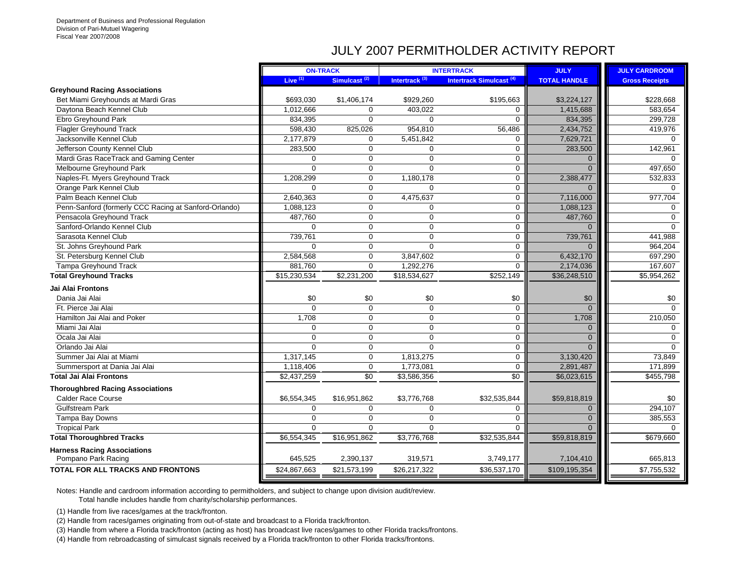Department of Business and Professional Regulation
Division of Pari-Mutuel Wagering
Fiscal Year 2007/2008

# JULY 2007 PERMITHOLDER ACTIVITY REPORT

| | ON-TRACK | | INTERTRACK | | JULY | JULY CARDROOM |
|---|---|---|---|---|---|---|
| | Live (1) | Simulcast (2) | Intertrack (3) | Intertrack Simulcast (4) | TOTAL HANDLE | Gross Receipts |
| **Greyhound Racing Associations** | | | | | | |
| Bet Miami Greyhounds at Mardi Gras | $693,030 | $1,406,174 | $929,260 | $195,663 | $3,224,127 | $228,668 |
| Daytona Beach Kennel Club | 1,012,666 | 0 | 403,022 | 0 | 1,415,688 | 583,654 |
| Ebro Greyhound Park | 834,395 | 0 | 0 | 0 | 834,395 | 299,728 |
| Flagler Greyhound Track | 598,430 | 825,026 | 954,810 | 56,486 | 2,434,752 | 419,976 |
| Jacksonville Kennel Club | 2,177,879 | 0 | 5,451,842 | 0 | 7,629,721 | 0 |
| Jefferson County Kennel Club | 283,500 | 0 | 0 | 0 | 283,500 | 142,961 |
| Mardi Gras RaceTrack and Gaming Center | 0 | 0 | 0 | 0 | 0 | 0 |
| Melbourne Greyhound Park | 0 | 0 | 0 | 0 | 0 | 497,650 |
| Naples-Ft. Myers Greyhound Track | 1,208,299 | 0 | 1,180,178 | 0 | 2,388,477 | 532,833 |
| Orange Park Kennel Club | 0 | 0 | 0 | 0 | 0 | 0 |
| Palm Beach Kennel Club | 2,640,363 | 0 | 4,475,637 | 0 | 7,116,000 | 977,704 |
| Penn-Sanford (formerly CCC Racing at Sanford-Orlando) | 1,088,123 | 0 | 0 | 0 | 1,088,123 | 0 |
| Pensacola Greyhound Track | 487,760 | 0 | 0 | 0 | 487,760 | 0 |
| Sanford-Orlando Kennel Club | 0 | 0 | 0 | 0 | 0 | 0 |
| Sarasota Kennel Club | 739,761 | 0 | 0 | 0 | 739,761 | 441,988 |
| St. Johns Greyhound Park | 0 | 0 | 0 | 0 | 0 | 964,204 |
| St. Petersburg Kennel Club | 2,584,568 | 0 | 3,847,602 | 0 | 6,432,170 | 697,290 |
| Tampa Greyhound Track | 881,760 | 0 | 1,292,276 | 0 | 2,174,036 | 167,607 |
| **Total Greyhound Tracks** | $15,230,534 | $2,231,200 | $18,534,627 | $252,149 | $36,248,510 | $5,954,262 |
| **Jai Alai Frontons** | | | | | | |
| Dania Jai Alai | $0 | $0 | $0 | $0 | $0 | $0 |
| Ft. Pierce Jai Alai | 0 | 0 | 0 | 0 | 0 | 0 |
| Hamilton Jai Alai and Poker | 1,708 | 0 | 0 | 0 | 1,708 | 210,050 |
| Miami Jai Alai | 0 | 0 | 0 | 0 | 0 | 0 |
| Ocala Jai Alai | 0 | 0 | 0 | 0 | 0 | 0 |
| Orlando Jai Alai | 0 | 0 | 0 | 0 | 0 | 0 |
| Summer Jai Alai at Miami | 1,317,145 | 0 | 1,813,275 | 0 | 3,130,420 | 73,849 |
| Summersport at Dania Jai Alai | 1,118,406 | 0 | 1,773,081 | 0 | 2,891,487 | 171,899 |
| **Total Jai Alai Frontons** | $2,437,259 | $0 | $3,586,356 | $0 | $6,023,615 | $455,798 |
| **Thoroughbred Racing Associations** | | | | | | |
| Calder Race Course | $6,554,345 | $16,951,862 | $3,776,768 | $32,535,844 | $59,818,819 | $0 |
| Gulfstream Park | 0 | 0 | 0 | 0 | 0 | 294,107 |
| Tampa Bay Downs | 0 | 0 | 0 | 0 | 0 | 385,553 |
| Tropical Park | 0 | 0 | 0 | 0 | 0 | 0 |
| **Total Thoroughbred Tracks** | $6,554,345 | $16,951,862 | $3,776,768 | $32,535,844 | $59,818,819 | $679,660 |
| **Harness Racing Associations** | | | | | | |
| Pompano Park Racing | 645,525 | 2,390,137 | 319,571 | 3,749,177 | 7,104,410 | 665,813 |
| **TOTAL FOR ALL TRACKS AND FRONTONS** | $24,867,663 | $21,573,199 | $26,217,322 | $36,537,170 | $109,195,354 | $7,755,532 |

Notes: Handle and cardroom information according to permitholders, and subject to change upon division audit/review.
Total handle includes handle from charity/scholarship performances.

(1) Handle from live races/games at the track/fronton.

(2) Handle from races/games originating from out-of-state and broadcast to a Florida track/fronton.

(3) Handle from where a Florida track/fronton (acting as host) has broadcast live races/games to other Florida tracks/frontons.

(4) Handle from rebroadcasting of simulcast signals received by a Florida track/fronton to other Florida tracks/frontons.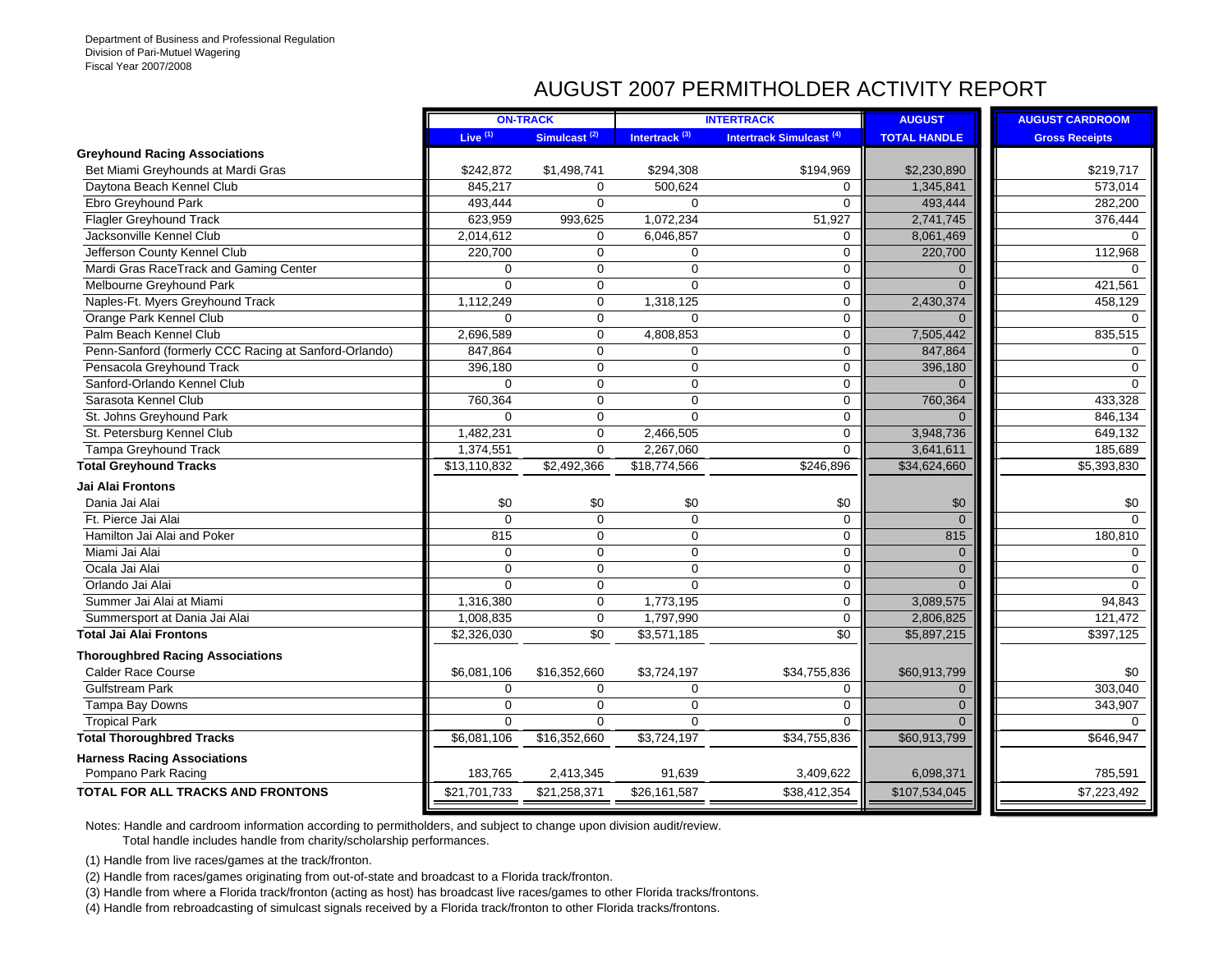Department of Business and Professional Regulation
Division of Pari-Mutuel Wagering
Fiscal Year 2007/2008

# AUGUST 2007 PERMITHOLDER ACTIVITY REPORT

| | ON-TRACK | | INTERTRACK | | AUGUST | AUGUST CARDROOM |
|---|---|---|---|---|---|---|
| | Live [1] | Simulcast [2] | Intertrack [3] | Intertrack Simulcast [4] | TOTAL HANDLE | Gross Receipts |
| **Greyhound Racing Associations** | | | | | | |
| Bet Miami Greyhounds at Mardi Gras | $242,872 | $1,498,741 | $294,308 | $194,969 | $2,230,890 | $219,717 |
| Daytona Beach Kennel Club | 845,217 | 0 | 500,624 | 0 | 1,345,841 | 573,014 |
| Ebro Greyhound Park | 493,444 | 0 | 0 | 0 | 493,444 | 282,200 |
| Flagler Greyhound Track | 623,959 | 993,625 | 1,072,234 | 51,927 | 2,741,745 | 376,444 |
| Jacksonville Kennel Club | 2,014,612 | 0 | 6,046,857 | 0 | 8,061,469 | 0 |
| Jefferson County Kennel Club | 220,700 | 0 | 0 | 0 | 220,700 | 112,968 |
| Mardi Gras RaceTrack and Gaming Center | 0 | 0 | 0 | 0 | 0 | 0 |
| Melbourne Greyhound Park | 0 | 0 | 0 | 0 | 0 | 421,561 |
| Naples-Ft. Myers Greyhound Track | 1,112,249 | 0 | 1,318,125 | 0 | 2,430,374 | 458,129 |
| Orange Park Kennel Club | 0 | 0 | 0 | 0 | 0 | 0 |
| Palm Beach Kennel Club | 2,696,589 | 0 | 4,808,853 | 0 | 7,505,442 | 835,515 |
| Penn-Sanford (formerly CCC Racing at Sanford-Orlando) | 847,864 | 0 | 0 | 0 | 847,864 | 0 |
| Pensacola Greyhound Track | 396,180 | 0 | 0 | 0 | 396,180 | 0 |
| Sanford-Orlando Kennel Club | 0 | 0 | 0 | 0 | 0 | 0 |
| Sarasota Kennel Club | 760,364 | 0 | 0 | 0 | 760,364 | 433,328 |
| St. Johns Greyhound Park | 0 | 0 | 0 | 0 | 0 | 846,134 |
| St. Petersburg Kennel Club | 1,482,231 | 0 | 2,466,505 | 0 | 3,948,736 | 649,132 |
| Tampa Greyhound Track | 1,374,551 | 0 | 2,267,060 | 0 | 3,641,611 | 185,689 |
| **Total Greyhound Tracks** | $13,110,832 | $2,492,366 | $18,774,566 | $246,896 | $34,624,660 | $5,393,830 |
| **Jai Alai Frontons** | | | | | | |
| Dania Jai Alai | $0 | $0 | $0 | $0 | $0 | $0 |
| Ft. Pierce Jai Alai | 0 | 0 | 0 | 0 | 0 | 0 |
| Hamilton Jai Alai and Poker | 815 | 0 | 0 | 0 | 815 | 180,810 |
| Miami Jai Alai | 0 | 0 | 0 | 0 | 0 | 0 |
| Ocala Jai Alai | 0 | 0 | 0 | 0 | 0 | 0 |
| Orlando Jai Alai | 0 | 0 | 0 | 0 | 0 | 0 |
| Summer Jai Alai at Miami | 1,316,380 | 0 | 1,773,195 | 0 | 3,089,575 | 94,843 |
| Summersport at Dania Jai Alai | 1,008,835 | 0 | 1,797,990 | 0 | 2,806,825 | 121,472 |
| **Total Jai Alai Frontons** | $2,326,030 | $0 | $3,571,185 | $0 | $5,897,215 | $397,125 |
| **Thoroughbred Racing Associations** | | | | | | |
| Calder Race Course | $6,081,106 | $16,352,660 | $3,724,197 | $34,755,836 | $60,913,799 | $0 |
| Gulfstream Park | 0 | 0 | 0 | 0 | 0 | 303,040 |
| Tampa Bay Downs | 0 | 0 | 0 | 0 | 0 | 343,907 |
| Tropical Park | 0 | 0 | 0 | 0 | 0 | 0 |
| **Total Thoroughbred Tracks** | $6,081,106 | $16,352,660 | $3,724,197 | $34,755,836 | $60,913,799 | $646,947 |
| **Harness Racing Associations** | | | | | | |
| Pompano Park Racing | 183,765 | 2,413,345 | 91,639 | 3,409,622 | 6,098,371 | 785,591 |
| **TOTAL FOR ALL TRACKS AND FRONTONS** | $21,701,733 | $21,258,371 | $26,161,587 | $38,412,354 | $107,534,045 | $7,223,492 |

Notes: Handle and cardroom information according to permitholders, and subject to change upon division audit/review.
Total handle includes handle from charity/scholarship performances.

(1) Handle from live races/games at the track/fronton.

(2) Handle from races/games originating from out-of-state and broadcast to a Florida track/fronton.

(3) Handle from where a Florida track/fronton (acting as host) has broadcast live races/games to other Florida tracks/frontons.

(4) Handle from rebroadcasting of simulcast signals received by a Florida track/fronton to other Florida tracks/frontons.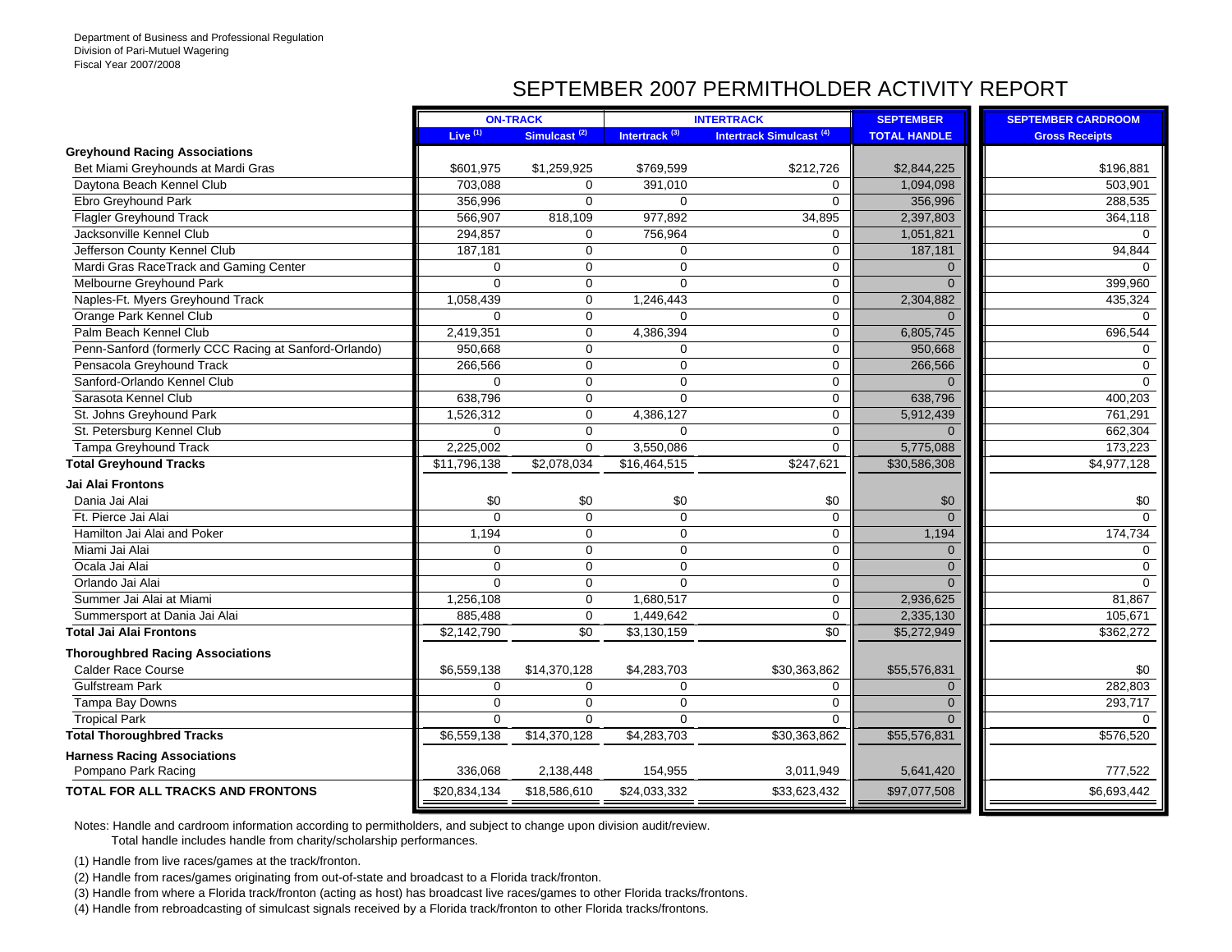Department of Business and Professional Regulation
Division of Pari-Mutuel Wagering
Fiscal Year 2007/2008

# SEPTEMBER 2007 PERMITHOLDER ACTIVITY REPORT

| | ON-TRACK | | INTERTRACK | | SEPTEMBER | SEPTEMBER CARDROOM |
|---|---|---|---|---|---|---|
| | Live (1) | Simulcast (2) | Intertrack (3) | Intertrack Simulcast (4) | TOTAL HANDLE | Gross Receipts |
| **Greyhound Racing Associations** | | | | | | |
| Bet Miami Greyhounds at Mardi Gras | $601,975 | $1,259,925 | $769,599 | $212,726 | $2,844,225 | $196,881 |
| Daytona Beach Kennel Club | 703,088 | 0 | 391,010 | 0 | 1,094,098 | 503,901 |
| Ebro Greyhound Park | 356,996 | 0 | 0 | 0 | 356,996 | 288,535 |
| Flagler Greyhound Track | 566,907 | 818,109 | 977,892 | 34,895 | 2,397,803 | 364,118 |
| Jacksonville Kennel Club | 294,857 | 0 | 756,964 | 0 | 1,051,821 | 0 |
| Jefferson County Kennel Club | 187,181 | 0 | 0 | 0 | 187,181 | 94,844 |
| Mardi Gras RaceTrack and Gaming Center | 0 | 0 | 0 | 0 | 0 | 0 |
| Melbourne Greyhound Park | 0 | 0 | 0 | 0 | 0 | 399,960 |
| Naples-Ft. Myers Greyhound Track | 1,058,439 | 0 | 1,246,443 | 0 | 2,304,882 | 435,324 |
| Orange Park Kennel Club | 0 | 0 | 0 | 0 | 0 | 0 |
| Palm Beach Kennel Club | 2,419,351 | 0 | 4,386,394 | 0 | 6,805,745 | 696,544 |
| Penn-Sanford (formerly CCC Racing at Sanford-Orlando) | 950,668 | 0 | 0 | 0 | 950,668 | 0 |
| Pensacola Greyhound Track | 266,566 | 0 | 0 | 0 | 266,566 | 0 |
| Sanford-Orlando Kennel Club | 0 | 0 | 0 | 0 | 0 | 0 |
| Sarasota Kennel Club | 638,796 | 0 | 0 | 0 | 638,796 | 400,203 |
| St. Johns Greyhound Park | 1,526,312 | 0 | 4,386,127 | 0 | 5,912,439 | 761,291 |
| St. Petersburg Kennel Club | 0 | 0 | 0 | 0 | 0 | 662,304 |
| Tampa Greyhound Track | 2,225,002 | 0 | 3,550,086 | 0 | 5,775,088 | 173,223 |
| **Total Greyhound Tracks** | $11,796,138 | $2,078,034 | $16,464,515 | $247,621 | $30,586,308 | $4,977,128 |
| **Jai Alai Frontons** | | | | | | |
| Dania Jai Alai | $0 | $0 | $0 | $0 | $0 | $0 |
| Ft. Pierce Jai Alai | 0 | 0 | 0 | 0 | 0 | 0 |
| Hamilton Jai Alai and Poker | 1,194 | 0 | 0 | 0 | 1,194 | 174,734 |
| Miami Jai Alai | 0 | 0 | 0 | 0 | 0 | 0 |
| Ocala Jai Alai | 0 | 0 | 0 | 0 | 0 | 0 |
| Orlando Jai Alai | 0 | 0 | 0 | 0 | 0 | 0 |
| Summer Jai Alai at Miami | 1,256,108 | 0 | 1,680,517 | 0 | 2,936,625 | 81,867 |
| Summersport at Dania Jai Alai | 885,488 | 0 | 1,449,642 | 0 | 2,335,130 | 105,671 |
| **Total Jai Alai Frontons** | $2,142,790 | $0 | $3,130,159 | $0 | $5,272,949 | $362,272 |
| **Thoroughbred Racing Associations** | | | | | | |
| Calder Race Course | $6,559,138 | $14,370,128 | $4,283,703 | $30,363,862 | $55,576,831 | $0 |
| Gulfstream Park | 0 | 0 | 0 | 0 | 0 | 282,803 |
| Tampa Bay Downs | 0 | 0 | 0 | 0 | 0 | 293,717 |
| Tropical Park | 0 | 0 | 0 | 0 | 0 | 0 |
| **Total Thoroughbred Tracks** | $6,559,138 | $14,370,128 | $4,283,703 | $30,363,862 | $55,576,831 | $576,520 |
| **Harness Racing Associations** | | | | | | |
| Pompano Park Racing | 336,068 | 2,138,448 | 154,955 | 3,011,949 | 5,641,420 | 777,522 |
| **TOTAL FOR ALL TRACKS AND FRONTONS** | $20,834,134 | $18,586,610 | $24,033,332 | $33,623,432 | $97,077,508 | $6,693,442 |

Notes: Handle and cardroom information according to permitholders, and subject to change upon division audit/review.
Total handle includes handle from charity/scholarship performances.

(1) Handle from live races/games at the track/fronton.

(2) Handle from races/games originating from out-of-state and broadcast to a Florida track/fronton.

(3) Handle from where a Florida track/fronton (acting as host) has broadcast live races/games to other Florida tracks/frontons.

(4) Handle from rebroadcasting of simulcast signals received by a Florida track/fronton to other Florida tracks/frontons.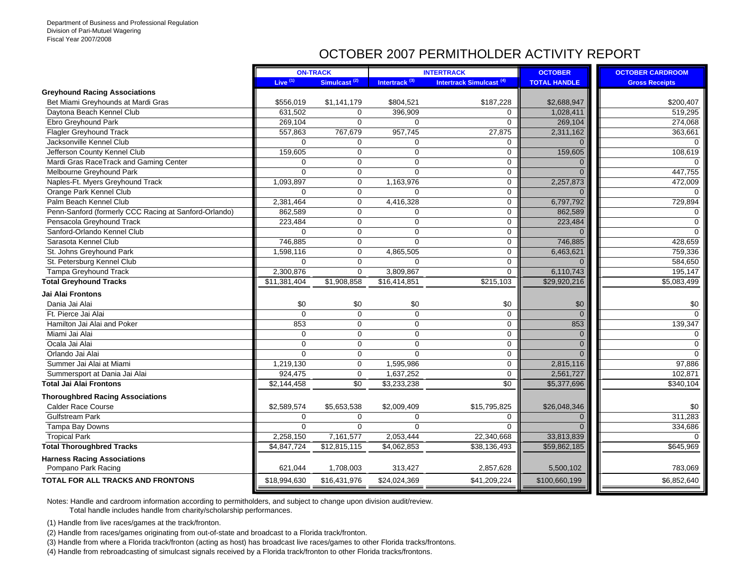Department of Business and Professional Regulation
Division of Pari-Mutuel Wagering
Fiscal Year 2007/2008

# OCTOBER 2007 PERMITHOLDER ACTIVITY REPORT

| | ON-TRACK | | INTERTRACK | | OCTOBER | OCTOBER CARDROOM |
|---|---|---|---|---|---|---|
| | Live (1) | Simulcast (2) | Intertrack (3) | Intertrack Simulcast (4) | TOTAL HANDLE | Gross Receipts |
| **Greyhound Racing Associations** | | | | | | |
| Bet Miami Greyhounds at Mardi Gras | $556,019 | $1,141,179 | $804,521 | $187,228 | $2,688,947 | $200,407 |
| Daytona Beach Kennel Club | 631,502 | 0 | 396,909 | 0 | 1,028,411 | 519,295 |
| Ebro Greyhound Park | 269,104 | 0 | 0 | 0 | 269,104 | 274,068 |
| Flagler Greyhound Track | 557,863 | 767,679 | 957,745 | 27,875 | 2,311,162 | 363,661 |
| Jacksonville Kennel Club | 0 | 0 | 0 | 0 | 0 | 0 |
| Jefferson County Kennel Club | 159,605 | 0 | 0 | 0 | 159,605 | 108,619 |
| Mardi Gras RaceTrack and Gaming Center | 0 | 0 | 0 | 0 | 0 | 0 |
| Melbourne Greyhound Park | 0 | 0 | 0 | 0 | 0 | 447,755 |
| Naples-Ft. Myers Greyhound Track | 1,093,897 | 0 | 1,163,976 | 0 | 2,257,873 | 472,009 |
| Orange Park Kennel Club | 0 | 0 | 0 | 0 | 0 | 0 |
| Palm Beach Kennel Club | 2,381,464 | 0 | 4,416,328 | 0 | 6,797,792 | 729,894 |
| Penn-Sanford (formerly CCC Racing at Sanford-Orlando) | 862,589 | 0 | 0 | 0 | 862,589 | 0 |
| Pensacola Greyhound Track | 223,484 | 0 | 0 | 0 | 223,484 | 0 |
| Sanford-Orlando Kennel Club | 0 | 0 | 0 | 0 | 0 | 0 |
| Sarasota Kennel Club | 746,885 | 0 | 0 | 0 | 746,885 | 428,659 |
| St. Johns Greyhound Park | 1,598,116 | 0 | 4,865,505 | 0 | 6,463,621 | 759,336 |
| St. Petersburg Kennel Club | 0 | 0 | 0 | 0 | 0 | 584,650 |
| Tampa Greyhound Track | 2,300,876 | 0 | 3,809,867 | 0 | 6,110,743 | 195,147 |
| **Total Greyhound Tracks** | $11,381,404 | $1,908,858 | $16,414,851 | $215,103 | $29,920,216 | $5,083,499 |
| **Jai Alai Frontons** | | | | | | |
| Dania Jai Alai | $0 | $0 | $0 | $0 | $0 | $0 |
| Ft. Pierce Jai Alai | 0 | 0 | 0 | 0 | 0 | 0 |
| Hamilton Jai Alai and Poker | 853 | 0 | 0 | 0 | 853 | 139,347 |
| Miami Jai Alai | 0 | 0 | 0 | 0 | 0 | 0 |
| Ocala Jai Alai | 0 | 0 | 0 | 0 | 0 | 0 |
| Orlando Jai Alai | 0 | 0 | 0 | 0 | 0 | 0 |
| Summer Jai Alai at Miami | 1,219,130 | 0 | 1,595,986 | 0 | 2,815,116 | 97,886 |
| Summersport at Dania Jai Alai | 924,475 | 0 | 1,637,252 | 0 | 2,561,727 | 102,871 |
| **Total Jai Alai Frontons** | $2,144,458 | $0 | $3,233,238 | $0 | $5,377,696 | $340,104 |
| **Thoroughbred Racing Associations** | | | | | | |
| Calder Race Course | $2,589,574 | $5,653,538 | $2,009,409 | $15,795,825 | $26,048,346 | $0 |
| Gulfstream Park | 0 | 0 | 0 | 0 | 0 | 311,283 |
| Tampa Bay Downs | 0 | 0 | 0 | 0 | 0 | 334,686 |
| Tropical Park | 2,258,150 | 7,161,577 | 2,053,444 | 22,340,668 | 33,813,839 | 0 |
| **Total Thoroughbred Tracks** | $4,847,724 | $12,815,115 | $4,062,853 | $38,136,493 | $59,862,185 | $645,969 |
| **Harness Racing Associations** | | | | | | |
| Pompano Park Racing | 621,044 | 1,708,003 | 313,427 | 2,857,628 | 5,500,102 | 783,069 |
| **TOTAL FOR ALL TRACKS AND FRONTONS** | $18,994,630 | $16,431,976 | $24,024,369 | $41,209,224 | $100,660,199 | $6,852,640 |

Notes: Handle and cardroom information according to permitholders, and subject to change upon division audit/review.
Total handle includes handle from charity/scholarship performances.

(1) Handle from live races/games at the track/fronton.

(2) Handle from races/games originating from out-of-state and broadcast to a Florida track/fronton.

(3) Handle from where a Florida track/fronton (acting as host) has broadcast live races/games to other Florida tracks/frontons.

(4) Handle from rebroadcasting of simulcast signals received by a Florida track/fronton to other Florida tracks/frontons.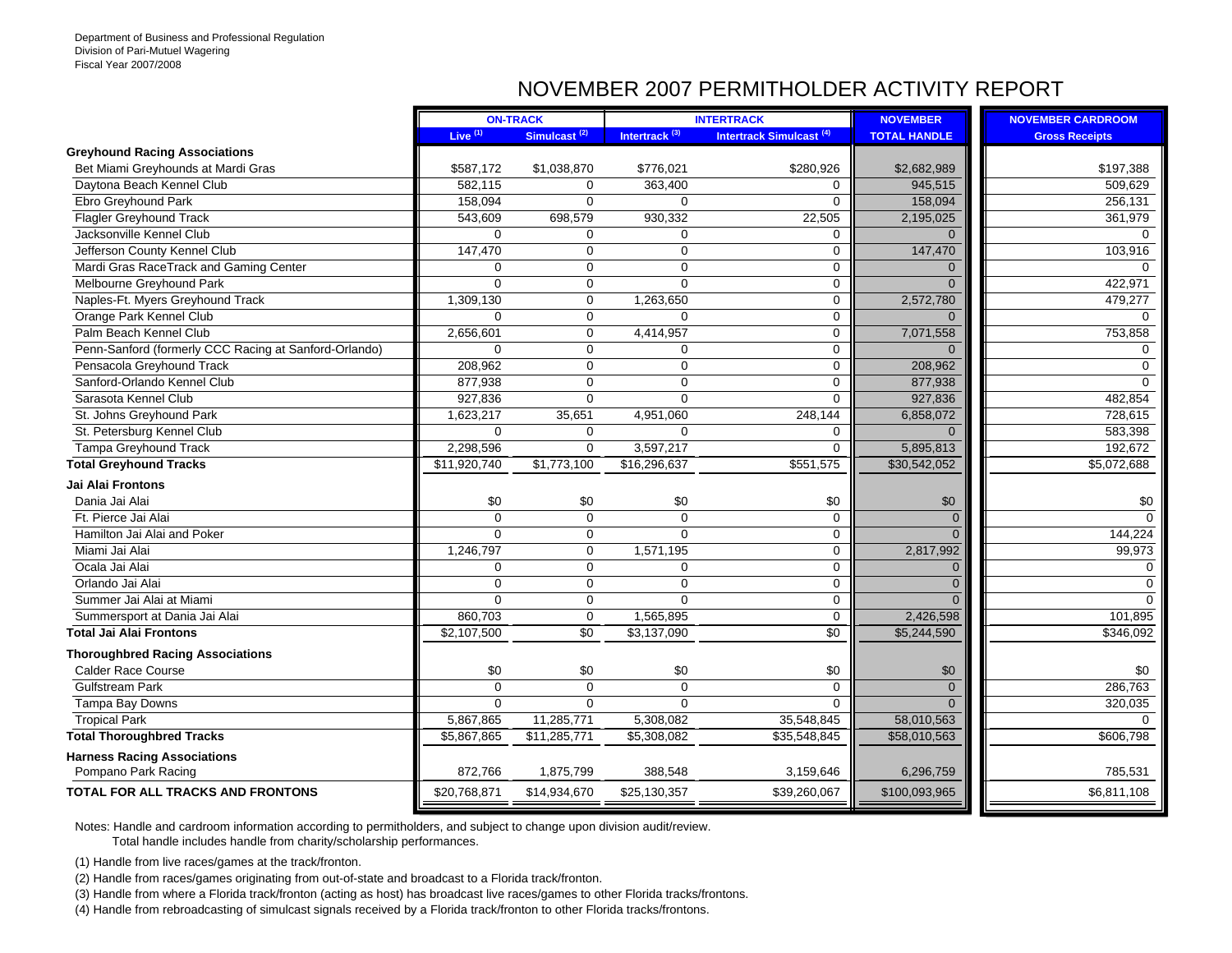Department of Business and Professional Regulation
Division of Pari-Mutuel Wagering
Fiscal Year 2007/2008

# NOVEMBER 2007 PERMITHOLDER ACTIVITY REPORT

| | ON-TRACK | | INTERTRACK | | NOVEMBER | NOVEMBER CARDROOM |
|---|---|---|---|---|---|---|
| | Live (1) | Simulcast (2) | Intertrack (3) | Intertrack Simulcast (4) | TOTAL HANDLE | Gross Receipts |
| **Greyhound Racing Associations** | | | | | | |
| Bet Miami Greyhounds at Mardi Gras | $587,172 | $1,038,870 | $776,021 | $280,926 | $2,682,989 | $197,388 |
| Daytona Beach Kennel Club | 582,115 | 0 | 363,400 | 0 | 945,515 | 509,629 |
| Ebro Greyhound Park | 158,094 | 0 | 0 | 0 | 158,094 | 256,131 |
| Flagler Greyhound Track | 543,609 | 698,579 | 930,332 | 22,505 | 2,195,025 | 361,979 |
| Jacksonville Kennel Club | 0 | 0 | 0 | 0 | 0 | 0 |
| Jefferson County Kennel Club | 147,470 | 0 | 0 | 0 | 147,470 | 103,916 |
| Mardi Gras RaceTrack and Gaming Center | 0 | 0 | 0 | 0 | 0 | 0 |
| Melbourne Greyhound Park | 0 | 0 | 0 | 0 | 0 | 422,971 |
| Naples-Ft. Myers Greyhound Track | 1,309,130 | 0 | 1,263,650 | 0 | 2,572,780 | 479,277 |
| Orange Park Kennel Club | 0 | 0 | 0 | 0 | 0 | 0 |
| Palm Beach Kennel Club | 2,656,601 | 0 | 4,414,957 | 0 | 7,071,558 | 753,858 |
| Penn-Sanford (formerly CCC Racing at Sanford-Orlando) | 0 | 0 | 0 | 0 | 0 | 0 |
| Pensacola Greyhound Track | 208,962 | 0 | 0 | 0 | 208,962 | 0 |
| Sanford-Orlando Kennel Club | 877,938 | 0 | 0 | 0 | 877,938 | 0 |
| Sarasota Kennel Club | 927,836 | 0 | 0 | 0 | 927,836 | 482,854 |
| St. Johns Greyhound Park | 1,623,217 | 35,651 | 4,951,060 | 248,144 | 6,858,072 | 728,615 |
| St. Petersburg Kennel Club | 0 | 0 | 0 | 0 | 0 | 583,398 |
| Tampa Greyhound Track | 2,298,596 | 0 | 3,597,217 | 0 | 5,895,813 | 192,672 |
| **Total Greyhound Tracks** | $11,920,740 | $1,773,100 | $16,296,637 | $551,575 | $30,542,052 | $5,072,688 |
| **Jai Alai Frontons** | | | | | | |
| Dania Jai Alai | $0 | $0 | $0 | $0 | $0 | $0 |
| Ft. Pierce Jai Alai | 0 | 0 | 0 | 0 | 0 | 0 |
| Hamilton Jai Alai and Poker | 0 | 0 | 0 | 0 | 0 | 144,224 |
| Miami Jai Alai | 1,246,797 | 0 | 1,571,195 | 0 | 2,817,992 | 99,973 |
| Ocala Jai Alai | 0 | 0 | 0 | 0 | 0 | 0 |
| Orlando Jai Alai | 0 | 0 | 0 | 0 | 0 | 0 |
| Summer Jai Alai at Miami | 0 | 0 | 0 | 0 | 0 | 0 |
| Summersport at Dania Jai Alai | 860,703 | 0 | 1,565,895 | 0 | 2,426,598 | 101,895 |
| **Total Jai Alai Frontons** | $2,107,500 | $0 | $3,137,090 | $0 | $5,244,590 | $346,092 |
| **Thoroughbred Racing Associations** | | | | | | |
| Calder Race Course | $0 | $0 | $0 | $0 | $0 | $0 |
| Gulfstream Park | 0 | 0 | 0 | 0 | 0 | 286,763 |
| Tampa Bay Downs | 0 | 0 | 0 | 0 | 0 | 320,035 |
| Tropical Park | 5,867,865 | 11,285,771 | 5,308,082 | 35,548,845 | 58,010,563 | 0 |
| **Total Thoroughbred Tracks** | $5,867,865 | $11,285,771 | $5,308,082 | $35,548,845 | $58,010,563 | $606,798 |
| **Harness Racing Associations** | | | | | | |
| Pompano Park Racing | 872,766 | 1,875,799 | 388,548 | 3,159,646 | 6,296,759 | 785,531 |
| **TOTAL FOR ALL TRACKS AND FRONTONS** | $20,768,871 | $14,934,670 | $25,130,357 | $39,260,067 | $100,093,965 | $6,811,108 |

Notes: Handle and cardroom information according to permitholders, and subject to change upon division audit/review.
Total handle includes handle from charity/scholarship performances.

(1) Handle from live races/games at the track/fronton.

(2) Handle from races/games originating from out-of-state and broadcast to a Florida track/fronton.

(3) Handle from where a Florida track/fronton (acting as host) has broadcast live races/games to other Florida tracks/frontons.

(4) Handle from rebroadcasting of simulcast signals received by a Florida track/fronton to other Florida tracks/frontons.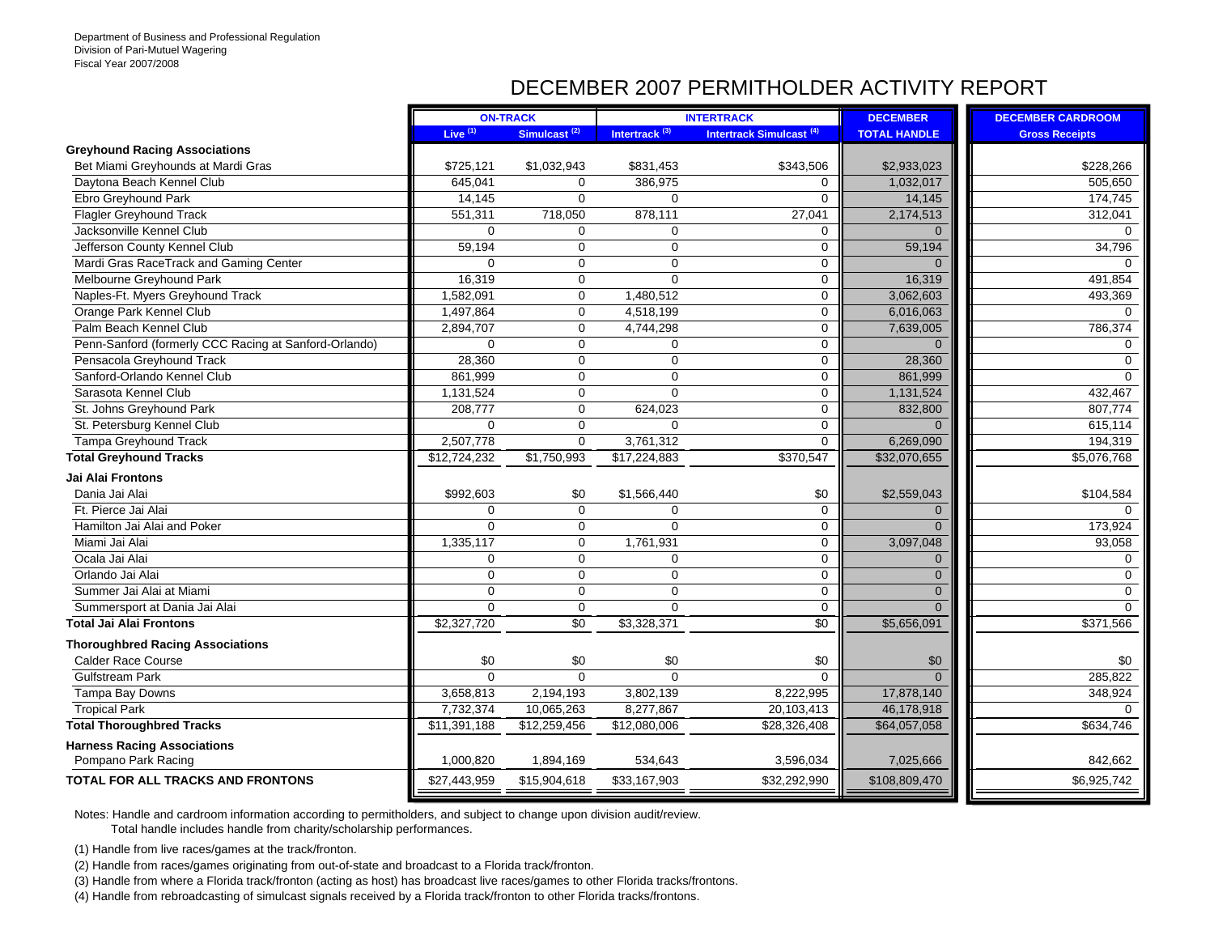Department of Business and Professional Regulation
Division of Pari-Mutuel Wagering
Fiscal Year 2007/2008

# DECEMBER 2007 PERMITHOLDER ACTIVITY REPORT

| | ON-TRACK | | INTERTRACK | | DECEMBER | DECEMBER CARDROOM |
|---|---|---|---|---|---|---|
| | Live (1) | Simulcast (2) | Intertrack (3) | Intertrack Simulcast (4) | TOTAL HANDLE | Gross Receipts |
| **Greyhound Racing Associations** | | | | | | |
| Bet Miami Greyhounds at Mardi Gras | $725,121 | $1,032,943 | $831,453 | $343,506 | $2,933,023 | $228,266 |
| Daytona Beach Kennel Club | 645,041 | 0 | 386,975 | 0 | 1,032,017 | 505,650 |
| Ebro Greyhound Park | 14,145 | 0 | 0 | 0 | 14,145 | 174,745 |
| Flagler Greyhound Track | 551,311 | 718,050 | 878,111 | 27,041 | 2,174,513 | 312,041 |
| Jacksonville Kennel Club | 0 | 0 | 0 | 0 | 0 | 0 |
| Jefferson County Kennel Club | 59,194 | 0 | 0 | 0 | 59,194 | 34,796 |
| Mardi Gras RaceTrack and Gaming Center | 0 | 0 | 0 | 0 | 0 | 0 |
| Melbourne Greyhound Park | 16,319 | 0 | 0 | 0 | 16,319 | 491,854 |
| Naples-Ft. Myers Greyhound Track | 1,582,091 | 0 | 1,480,512 | 0 | 3,062,603 | 493,369 |
| Orange Park Kennel Club | 1,497,864 | 0 | 4,518,199 | 0 | 6,016,063 | 0 |
| Palm Beach Kennel Club | 2,894,707 | 0 | 4,744,298 | 0 | 7,639,005 | 786,374 |
| Penn-Sanford (formerly CCC Racing at Sanford-Orlando) | 0 | 0 | 0 | 0 | 0 | 0 |
| Pensacola Greyhound Track | 28,360 | 0 | 0 | 0 | 28,360 | 0 |
| Sanford-Orlando Kennel Club | 861,999 | 0 | 0 | 0 | 861,999 | 0 |
| Sarasota Kennel Club | 1,131,524 | 0 | 0 | 0 | 1,131,524 | 432,467 |
| St. Johns Greyhound Park | 208,777 | 0 | 624,023 | 0 | 832,800 | 807,774 |
| St. Petersburg Kennel Club | 0 | 0 | 0 | 0 | 0 | 615,114 |
| Tampa Greyhound Track | 2,507,778 | 0 | 3,761,312 | 0 | 6,269,090 | 194,319 |
| **Total Greyhound Tracks** | $12,724,232 | $1,750,993 | $17,224,883 | $370,547 | $32,070,655 | $5,076,768 |
| **Jai Alai Frontons** | | | | | | |
| Dania Jai Alai | $992,603 | $0 | $1,566,440 | $0 | $2,559,043 | $104,584 |
| Ft. Pierce Jai Alai | 0 | 0 | 0 | 0 | 0 | 0 |
| Hamilton Jai Alai and Poker | 0 | 0 | 0 | 0 | 0 | 173,924 |
| Miami Jai Alai | 1,335,117 | 0 | 1,761,931 | 0 | 3,097,048 | 93,058 |
| Ocala Jai Alai | 0 | 0 | 0 | 0 | 0 | 0 |
| Orlando Jai Alai | 0 | 0 | 0 | 0 | 0 | 0 |
| Summer Jai Alai at Miami | 0 | 0 | 0 | 0 | 0 | 0 |
| Summersport at Dania Jai Alai | 0 | 0 | 0 | 0 | 0 | 0 |
| **Total Jai Alai Frontons** | $2,327,720 | $0 | $3,328,371 | $0 | $5,656,091 | $371,566 |
| **Thoroughbred Racing Associations** | | | | | | |
| Calder Race Course | $0 | $0 | $0 | $0 | $0 | $0 |
| Gulfstream Park | 0 | 0 | 0 | 0 | 0 | 285,822 |
| Tampa Bay Downs | 3,658,813 | 2,194,193 | 3,802,139 | 8,222,995 | 17,878,140 | 348,924 |
| Tropical Park | 7,732,374 | 10,065,263 | 8,277,867 | 20,103,413 | 46,178,918 | 0 |
| **Total Thoroughbred Tracks** | $11,391,188 | $12,259,456 | $12,080,006 | $28,326,408 | $64,057,058 | $634,746 |
| **Harness Racing Associations** | | | | | | |
| Pompano Park Racing | 1,000,820 | 1,894,169 | 534,643 | 3,596,034 | 7,025,666 | 842,662 |
| **TOTAL FOR ALL TRACKS AND FRONTONS** | $27,443,959 | $15,904,618 | $33,167,903 | $32,292,990 | $108,809,470 | $6,925,742 |

Notes: Handle and cardroom information according to permitholders, and subject to change upon division audit/review.
Total handle includes handle from charity/scholarship performances.

(1) Handle from live races/games at the track/fronton.

(2) Handle from races/games originating from out-of-state and broadcast to a Florida track/fronton.

(3) Handle from where a Florida track/fronton (acting as host) has broadcast live races/games to other Florida tracks/frontons.

(4) Handle from rebroadcasting of simulcast signals received by a Florida track/fronton to other Florida tracks/frontons.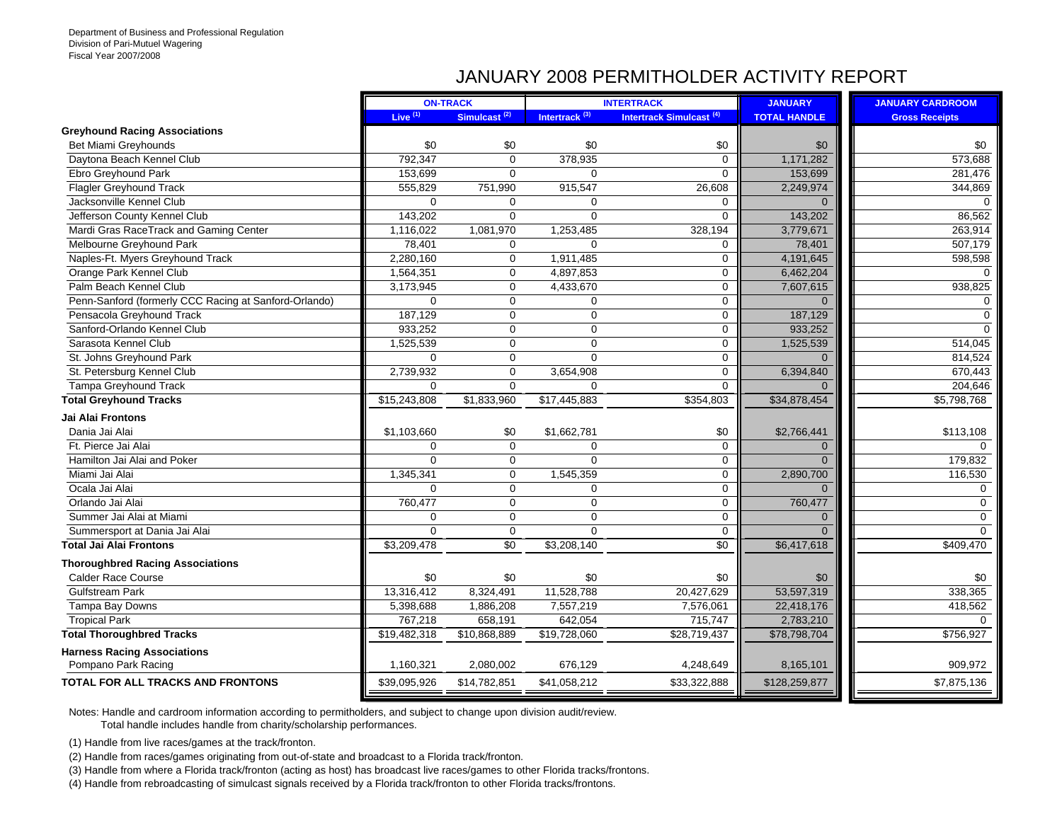Department of Business and Professional Regulation
Division of Pari-Mutuel Wagering
Fiscal Year 2007/2008

# JANUARY 2008 PERMITHOLDER ACTIVITY REPORT

| | ON-TRACK | | INTERTRACK | | JANUARY | JANUARY CARDROOM |
|---|---|---|---|---|---|---|
| | Live (1) | Simulcast (2) | Intertrack (3) | Intertrack Simulcast (4) | TOTAL HANDLE | Gross Receipts |
| **Greyhound Racing Associations** | | | | | | |
| Bet Miami Greyhounds | $0 | $0 | $0 | $0 | $0 | $0 |
| Daytona Beach Kennel Club | 792,347 | 0 | 378,935 | 0 | 1,171,282 | 573,688 |
| Ebro Greyhound Park | 153,699 | 0 | 0 | 0 | 153,699 | 281,476 |
| Flagler Greyhound Track | 555,829 | 751,990 | 915,547 | 26,608 | 2,249,974 | 344,869 |
| Jacksonville Kennel Club | 0 | 0 | 0 | 0 | 0 | 0 |
| Jefferson County Kennel Club | 143,202 | 0 | 0 | 0 | 143,202 | 86,562 |
| Mardi Gras RaceTrack and Gaming Center | 1,116,022 | 1,081,970 | 1,253,485 | 328,194 | 3,779,671 | 263,914 |
| Melbourne Greyhound Park | 78,401 | 0 | 0 | 0 | 78,401 | 507,179 |
| Naples-Ft. Myers Greyhound Track | 2,280,160 | 0 | 1,911,485 | 0 | 4,191,645 | 598,598 |
| Orange Park Kennel Club | 1,564,351 | 0 | 4,897,853 | 0 | 6,462,204 | 0 |
| Palm Beach Kennel Club | 3,173,945 | 0 | 4,433,670 | 0 | 7,607,615 | 938,825 |
| Penn-Sanford (formerly CCC Racing at Sanford-Orlando) | 0 | 0 | 0 | 0 | 0 | 0 |
| Pensacola Greyhound Track | 187,129 | 0 | 0 | 0 | 187,129 | 0 |
| Sanford-Orlando Kennel Club | 933,252 | 0 | 0 | 0 | 933,252 | 0 |
| Sarasota Kennel Club | 1,525,539 | 0 | 0 | 0 | 1,525,539 | 514,045 |
| St. Johns Greyhound Park | 0 | 0 | 0 | 0 | 0 | 814,524 |
| St. Petersburg Kennel Club | 2,739,932 | 0 | 3,654,908 | 0 | 6,394,840 | 670,443 |
| Tampa Greyhound Track | 0 | 0 | 0 | 0 | 0 | 204,646 |
| **Total Greyhound Tracks** | $15,243,808 | $1,833,960 | $17,445,883 | $354,803 | $34,878,454 | $5,798,768 |
| **Jai Alai Frontons** | | | | | | |
| Dania Jai Alai | $1,103,660 | $0 | $1,662,781 | $0 | $2,766,441 | $113,108 |
| Ft. Pierce Jai Alai | 0 | 0 | 0 | 0 | 0 | 0 |
| Hamilton Jai Alai and Poker | 0 | 0 | 0 | 0 | 0 | 179,832 |
| Miami Jai Alai | 1,345,341 | 0 | 1,545,359 | 0 | 2,890,700 | 116,530 |
| Ocala Jai Alai | 0 | 0 | 0 | 0 | 0 | 0 |
| Orlando Jai Alai | 760,477 | 0 | 0 | 0 | 760,477 | 0 |
| Summer Jai Alai at Miami | 0 | 0 | 0 | 0 | 0 | 0 |
| Summersport at Dania Jai Alai | 0 | 0 | 0 | 0 | 0 | 0 |
| **Total Jai Alai Frontons** | $3,209,478 | $0 | $3,208,140 | $0 | $6,417,618 | $409,470 |
| **Thoroughbred Racing Associations** | | | | | | |
| Calder Race Course | $0 | $0 | $0 | $0 | $0 | $0 |
| Gulfstream Park | 13,316,412 | 8,324,491 | 11,528,788 | 20,427,629 | 53,597,319 | 338,365 |
| Tampa Bay Downs | 5,398,688 | 1,886,208 | 7,557,219 | 7,576,061 | 22,418,176 | 418,562 |
| Tropical Park | 767,218 | 658,191 | 642,054 | 715,747 | 2,783,210 | 0 |
| **Total Thoroughbred Tracks** | $19,482,318 | $10,868,889 | $19,728,060 | $28,719,437 | $78,798,704 | $756,927 |
| **Harness Racing Associations** | | | | | | |
| Pompano Park Racing | 1,160,321 | 2,080,002 | 676,129 | 4,248,649 | 8,165,101 | 909,972 |
| **TOTAL FOR ALL TRACKS AND FRONTONS** | $39,095,926 | $14,782,851 | $41,058,212 | $33,322,888 | $128,259,877 | $7,875,136 |

Notes: Handle and cardroom information according to permitholders, and subject to change upon division audit/review.
Total handle includes handle from charity/scholarship performances.

(1) Handle from live races/games at the track/fronton.

(2) Handle from races/games originating from out-of-state and broadcast to a Florida track/fronton.

(3) Handle from where a Florida track/fronton (acting as host) has broadcast live races/games to other Florida tracks/frontons.

(4) Handle from rebroadcasting of simulcast signals received by a Florida track/fronton to other Florida tracks/frontons.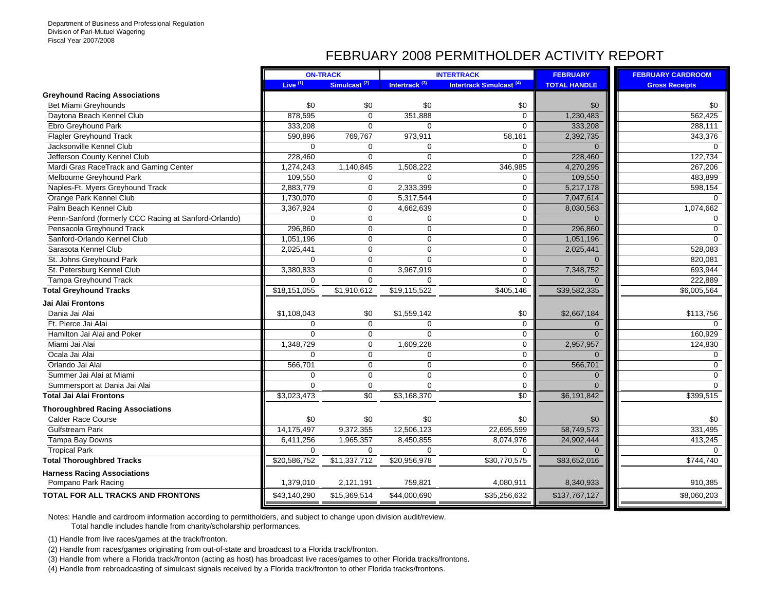Department of Business and Professional Regulation
Division of Pari-Mutuel Wagering
Fiscal Year 2007/2008

# FEBRUARY 2008 PERMITHOLDER ACTIVITY REPORT

| | ON-TRACK | | INTERTRACK | | FEBRUARY | FEBRUARY CARDROOM |
|---|---|---|---|---|---|---|
| | Live (1) | Simulcast (2) | Intertrack (3) | Intertrack Simulcast (4) | TOTAL HANDLE | Gross Receipts |
| **Greyhound Racing Associations** | | | | | | |
| Bet Miami Greyhounds | $0 | $0 | $0 | $0 | $0 | $0 |
| Daytona Beach Kennel Club | 878,595 | 0 | 351,888 | 0 | 1,230,483 | 562,425 |
| Ebro Greyhound Park | 333,208 | 0 | 0 | 0 | 333,208 | 288,111 |
| Flagler Greyhound Track | 590,896 | 769,767 | 973,911 | 58,161 | 2,392,735 | 343,376 |
| Jacksonville Kennel Club | 0 | 0 | 0 | 0 | 0 | 0 |
| Jefferson County Kennel Club | 228,460 | 0 | 0 | 0 | 228,460 | 122,734 |
| Mardi Gras RaceTrack and Gaming Center | 1,274,243 | 1,140,845 | 1,508,222 | 346,985 | 4,270,295 | 267,206 |
| Melbourne Greyhound Park | 109,550 | 0 | 0 | 0 | 109,550 | 483,899 |
| Naples-Ft. Myers Greyhound Track | 2,883,779 | 0 | 2,333,399 | 0 | 5,217,178 | 598,154 |
| Orange Park Kennel Club | 1,730,070 | 0 | 5,317,544 | 0 | 7,047,614 | 0 |
| Palm Beach Kennel Club | 3,367,924 | 0 | 4,662,639 | 0 | 8,030,563 | 1,074,662 |
| Penn-Sanford (formerly CCC Racing at Sanford-Orlando) | 0 | 0 | 0 | 0 | 0 | 0 |
| Pensacola Greyhound Track | 296,860 | 0 | 0 | 0 | 296,860 | 0 |
| Sanford-Orlando Kennel Club | 1,051,196 | 0 | 0 | 0 | 1,051,196 | 0 |
| Sarasota Kennel Club | 2,025,441 | 0 | 0 | 0 | 2,025,441 | 528,083 |
| St. Johns Greyhound Park | 0 | 0 | 0 | 0 | 0 | 820,081 |
| St. Petersburg Kennel Club | 3,380,833 | 0 | 3,967,919 | 0 | 7,348,752 | 693,944 |
| Tampa Greyhound Track | 0 | 0 | 0 | 0 | 0 | 222,889 |
| **Total Greyhound Tracks** | $18,151,055 | $1,910,612 | $19,115,522 | $405,146 | $39,582,335 | $6,005,564 |
| **Jai Alai Frontons** | | | | | | |
| Dania Jai Alai | $1,108,043 | $0 | $1,559,142 | $0 | $2,667,184 | $113,756 |
| Ft. Pierce Jai Alai | 0 | 0 | 0 | 0 | 0 | 0 |
| Hamilton Jai Alai and Poker | 0 | 0 | 0 | 0 | 0 | 160,929 |
| Miami Jai Alai | 1,348,729 | 0 | 1,609,228 | 0 | 2,957,957 | 124,830 |
| Ocala Jai Alai | 0 | 0 | 0 | 0 | 0 | 0 |
| Orlando Jai Alai | 566,701 | 0 | 0 | 0 | 566,701 | 0 |
| Summer Jai Alai at Miami | 0 | 0 | 0 | 0 | 0 | 0 |
| Summersport at Dania Jai Alai | 0 | 0 | 0 | 0 | 0 | 0 |
| **Total Jai Alai Frontons** | $3,023,473 | $0 | $3,168,370 | $0 | $6,191,842 | $399,515 |
| **Thoroughbred Racing Associations** | | | | | | |
| Calder Race Course | $0 | $0 | $0 | $0 | $0 | $0 |
| Gulfstream Park | 14,175,497 | 9,372,355 | 12,506,123 | 22,695,599 | 58,749,573 | 331,495 |
| Tampa Bay Downs | 6,411,256 | 1,965,357 | 8,450,855 | 8,074,976 | 24,902,444 | 413,245 |
| Tropical Park | 0 | 0 | 0 | 0 | 0 | 0 |
| **Total Thoroughbred Tracks** | $20,586,752 | $11,337,712 | $20,956,978 | $30,770,575 | $83,652,016 | $744,740 |
| **Harness Racing Associations** | | | | | | |
| Pompano Park Racing | 1,379,010 | 2,121,191 | 759,821 | 4,080,911 | 8,340,933 | 910,385 |
| **TOTAL FOR ALL TRACKS AND FRONTONS** | $43,140,290 | $15,369,514 | $44,000,690 | $35,256,632 | $137,767,127 | $8,060,203 |

Notes: Handle and cardroom information according to permitholders, and subject to change upon division audit/review.
Total handle includes handle from charity/scholarship performances.

(1) Handle from live races/games at the track/fronton.

(2) Handle from races/games originating from out-of-state and broadcast to a Florida track/fronton.

(3) Handle from where a Florida track/fronton (acting as host) has broadcast live races/games to other Florida tracks/frontons.

(4) Handle from rebroadcasting of simulcast signals received by a Florida track/fronton to other Florida tracks/frontons.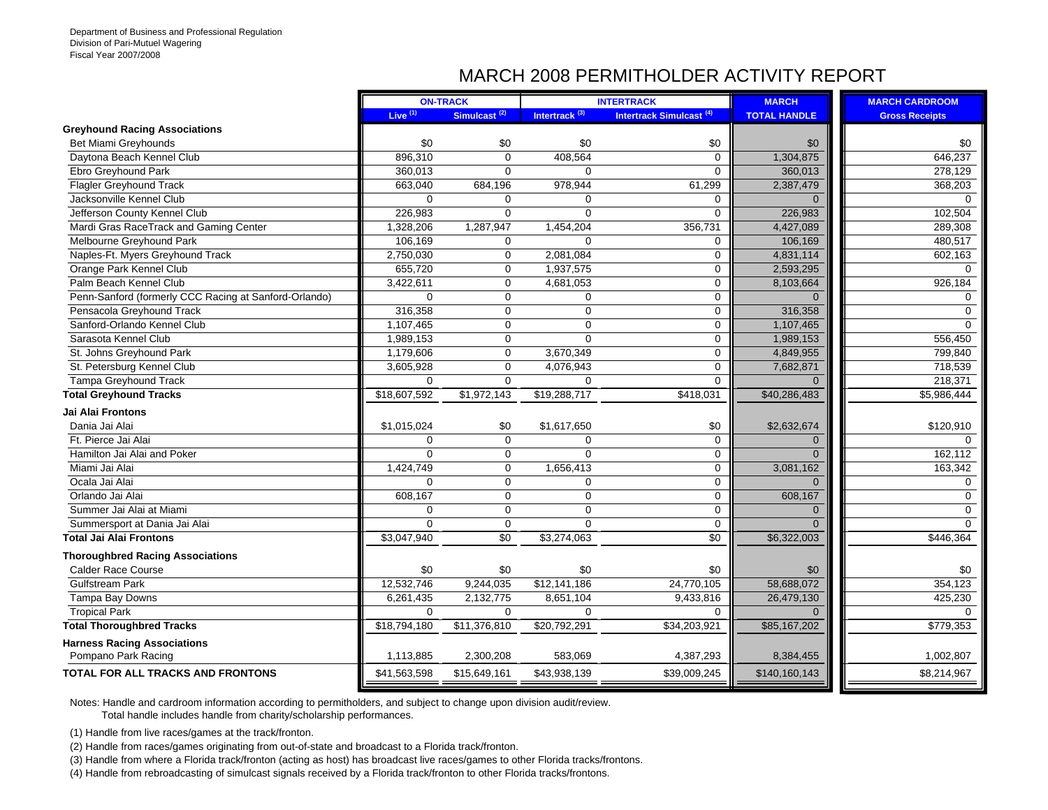Department of Business and Professional Regulation
Division of Pari-Mutuel Wagering
Fiscal Year 2007/2008

# MARCH 2008 PERMITHOLDER ACTIVITY REPORT

| | ON-TRACK | | INTERTRACK | | MARCH | MARCH CARDROOM |
|---|---|---|---|---|---|---|
| | Live (1) | Simulcast (2) | Intertrack (3) | Intertrack Simulcast (4) | TOTAL HANDLE | Gross Receipts |
| **Greyhound Racing Associations** | | | | | | |
| Bet Miami Greyhounds | $0 | $0 | $0 | $0 | $0 | $0 |
| Daytona Beach Kennel Club | 896,310 | 0 | 408,564 | 0 | 1,304,875 | 646,237 |
| Ebro Greyhound Park | 360,013 | 0 | 0 | 0 | 360,013 | 278,129 |
| Flagler Greyhound Track | 663,040 | 684,196 | 978,944 | 61,299 | 2,387,479 | 368,203 |
| Jacksonville Kennel Club | 0 | 0 | 0 | 0 | 0 | 0 |
| Jefferson County Kennel Club | 226,983 | 0 | 0 | 0 | 226,983 | 102,504 |
| Mardi Gras RaceTrack and Gaming Center | 1,328,206 | 1,287,947 | 1,454,204 | 356,731 | 4,427,089 | 289,308 |
| Melbourne Greyhound Park | 106,169 | 0 | 0 | 0 | 106,169 | 480,517 |
| Naples-Ft. Myers Greyhound Track | 2,750,030 | 0 | 2,081,084 | 0 | 4,831,114 | 602,163 |
| Orange Park Kennel Club | 655,720 | 0 | 1,937,575 | 0 | 2,593,295 | 0 |
| Palm Beach Kennel Club | 3,422,611 | 0 | 4,681,053 | 0 | 8,103,664 | 926,184 |
| Penn-Sanford (formerly CCC Racing at Sanford-Orlando) | 0 | 0 | 0 | 0 | 0 | 0 |
| Pensacola Greyhound Track | 316,358 | 0 | 0 | 0 | 316,358 | 0 |
| Sanford-Orlando Kennel Club | 1,107,465 | 0 | 0 | 0 | 1,107,465 | 0 |
| Sarasota Kennel Club | 1,989,153 | 0 | 0 | 0 | 1,989,153 | 556,450 |
| St. Johns Greyhound Park | 1,179,606 | 0 | 3,670,349 | 0 | 4,849,955 | 799,840 |
| St. Petersburg Kennel Club | 3,605,928 | 0 | 4,076,943 | 0 | 7,682,871 | 718,539 |
| Tampa Greyhound Track | 0 | 0 | 0 | 0 | 0 | 218,371 |
| **Total Greyhound Tracks** | $18,607,592 | $1,972,143 | $19,288,717 | $418,031 | $40,286,483 | $5,986,444 |
| **Jai Alai Frontons** | | | | | | |
| Dania Jai Alai | $1,015,024 | $0 | $1,617,650 | $0 | $2,632,674 | $120,910 |
| Ft. Pierce Jai Alai | 0 | 0 | 0 | 0 | 0 | 0 |
| Hamilton Jai Alai and Poker | 0 | 0 | 0 | 0 | 0 | 162,112 |
| Miami Jai Alai | 1,424,749 | 0 | 1,656,413 | 0 | 3,081,162 | 163,342 |
| Ocala Jai Alai | 0 | 0 | 0 | 0 | 0 | 0 |
| Orlando Jai Alai | 608,167 | 0 | 0 | 0 | 608,167 | 0 |
| Summer Jai Alai at Miami | 0 | 0 | 0 | 0 | 0 | 0 |
| Summersport at Dania Jai Alai | 0 | 0 | 0 | 0 | 0 | 0 |
| **Total Jai Alai Frontons** | $3,047,940 | $0 | $3,274,063 | $0 | $6,322,003 | $446,364 |
| **Thoroughbred Racing Associations** | | | | | | |
| Calder Race Course | $0 | $0 | $0 | $0 | $0 | $0 |
| Gulfstream Park | 12,532,746 | 9,244,035 | $12,141,186 | 24,770,105 | 58,688,072 | 354,123 |
| Tampa Bay Downs | 6,261,435 | 2,132,775 | 8,651,104 | 9,433,816 | 26,479,130 | 425,230 |
| Tropical Park | 0 | 0 | 0 | 0 | 0 | 0 |
| **Total Thoroughbred Tracks** | $18,794,180 | $11,376,810 | $20,792,291 | $34,203,921 | $85,167,202 | $779,353 |
| **Harness Racing Associations** | | | | | | |
| Pompano Park Racing | 1,113,885 | 2,300,208 | 583,069 | 4,387,293 | 8,384,455 | 1,002,807 |
| **TOTAL FOR ALL TRACKS AND FRONTONS** | $41,563,598 | $15,649,161 | $43,938,139 | $39,009,245 | $140,160,143 | $8,214,967 |

Notes: Handle and cardroom information according to permitholders, and subject to change upon division audit/review.
Total handle includes handle from charity/scholarship performances.

(1) Handle from live races/games at the track/fronton.

(2) Handle from races/games originating from out-of-state and broadcast to a Florida track/fronton.

(3) Handle from where a Florida track/fronton (acting as host) has broadcast live races/games to other Florida tracks/frontons.

(4) Handle from rebroadcasting of simulcast signals received by a Florida track/fronton to other Florida tracks/frontons.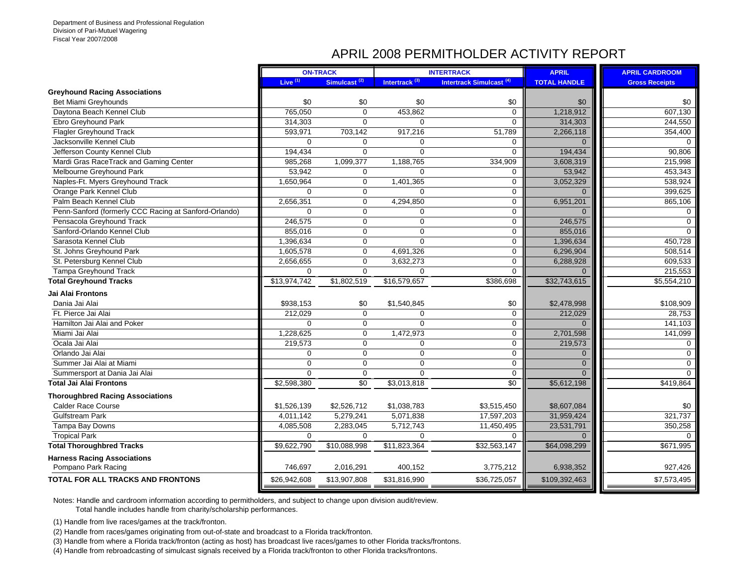Department of Business and Professional Regulation
Division of Pari-Mutuel Wagering
Fiscal Year 2007/2008

# APRIL 2008 PERMITHOLDER ACTIVITY REPORT

| | ON-TRACK | | INTERTRACK | | APRIL | APRIL CARDROOM |
|---|---|---|---|---|---|---|
| | Live (1) | Simulcast (2) | Intertrack (3) | Intertrack Simulcast (4) | TOTAL HANDLE | Gross Receipts |
| **Greyhound Racing Associations** | | | | | | |
| Bet Miami Greyhounds | $0 | $0 | $0 | $0 | $0 | $0 |
| Daytona Beach Kennel Club | 765,050 | 0 | 453,862 | 0 | 1,218,912 | 607,130 |
| Ebro Greyhound Park | 314,303 | 0 | 0 | 0 | 314,303 | 244,550 |
| Flagler Greyhound Track | 593,971 | 703,142 | 917,216 | 51,789 | 2,266,118 | 354,400 |
| Jacksonville Kennel Club | 0 | 0 | 0 | 0 | 0 | 0 |
| Jefferson County Kennel Club | 194,434 | 0 | 0 | 0 | 194,434 | 90,806 |
| Mardi Gras RaceTrack and Gaming Center | 985,268 | 1,099,377 | 1,188,765 | 334,909 | 3,608,319 | 215,998 |
| Melbourne Greyhound Park | 53,942 | 0 | 0 | 0 | 53,942 | 453,343 |
| Naples-Ft. Myers Greyhound Track | 1,650,964 | 0 | 1,401,365 | 0 | 3,052,329 | 538,924 |
| Orange Park Kennel Club | 0 | 0 | 0 | 0 | 0 | 399,625 |
| Palm Beach Kennel Club | 2,656,351 | 0 | 4,294,850 | 0 | 6,951,201 | 865,106 |
| Penn-Sanford (formerly CCC Racing at Sanford-Orlando) | 0 | 0 | 0 | 0 | 0 | 0 |
| Pensacola Greyhound Track | 246,575 | 0 | 0 | 0 | 246,575 | 0 |
| Sanford-Orlando Kennel Club | 855,016 | 0 | 0 | 0 | 855,016 | 0 |
| Sarasota Kennel Club | 1,396,634 | 0 | 0 | 0 | 1,396,634 | 450,728 |
| St. Johns Greyhound Park | 1,605,578 | 0 | 4,691,326 | 0 | 6,296,904 | 508,514 |
| St. Petersburg Kennel Club | 2,656,655 | 0 | 3,632,273 | 0 | 6,288,928 | 609,533 |
| Tampa Greyhound Track | 0 | 0 | 0 | 0 | 0 | 215,553 |
| **Total Greyhound Tracks** | $13,974,742 | $1,802,519 | $16,579,657 | $386,698 | $32,743,615 | $5,554,210 |
| **Jai Alai Frontons** | | | | | | |
| Dania Jai Alai | $938,153 | $0 | $1,540,845 | $0 | $2,478,998 | $108,909 |
| Ft. Pierce Jai Alai | 212,029 | 0 | 0 | 0 | 212,029 | 28,753 |
| Hamilton Jai Alai and Poker | 0 | 0 | 0 | 0 | 0 | 141,103 |
| Miami Jai Alai | 1,228,625 | 0 | 1,472,973 | 0 | 2,701,598 | 141,099 |
| Ocala Jai Alai | 219,573 | 0 | 0 | 0 | 219,573 | 0 |
| Orlando Jai Alai | 0 | 0 | 0 | 0 | 0 | 0 |
| Summer Jai Alai at Miami | 0 | 0 | 0 | 0 | 0 | 0 |
| Summersport at Dania Jai Alai | 0 | 0 | 0 | 0 | 0 | 0 |
| **Total Jai Alai Frontons** | $2,598,380 | $0 | $3,013,818 | $0 | $5,612,198 | $419,864 |
| **Thoroughbred Racing Associations** | | | | | | |
| Calder Race Course | $1,526,139 | $2,526,712 | $1,038,783 | $3,515,450 | $8,607,084 | $0 |
| Gulfstream Park | 4,011,142 | 5,279,241 | 5,071,838 | 17,597,203 | 31,959,424 | 321,737 |
| Tampa Bay Downs | 4,085,508 | 2,283,045 | 5,712,743 | 11,450,495 | 23,531,791 | 350,258 |
| Tropical Park | 0 | 0 | 0 | 0 | 0 | 0 |
| **Total Thoroughbred Tracks** | $9,622,790 | $10,088,998 | $11,823,364 | $32,563,147 | $64,098,299 | $671,995 |
| **Harness Racing Associations** | | | | | | |
| Pompano Park Racing | 746,697 | 2,016,291 | 400,152 | 3,775,212 | 6,938,352 | 927,426 |
| **TOTAL FOR ALL TRACKS AND FRONTONS** | $26,942,608 | $13,907,808 | $31,816,990 | $36,725,057 | $109,392,463 | $7,573,495 |

Notes: Handle and cardroom information according to permitholders, and subject to change upon division audit/review.
Total handle includes handle from charity/scholarship performances.

(1) Handle from live races/games at the track/fronton.

(2) Handle from races/games originating from out-of-state and broadcast to a Florida track/fronton.

(3) Handle from where a Florida track/fronton (acting as host) has broadcast live races/games to other Florida tracks/frontons.

(4) Handle from rebroadcasting of simulcast signals received by a Florida track/fronton to other Florida tracks/frontons.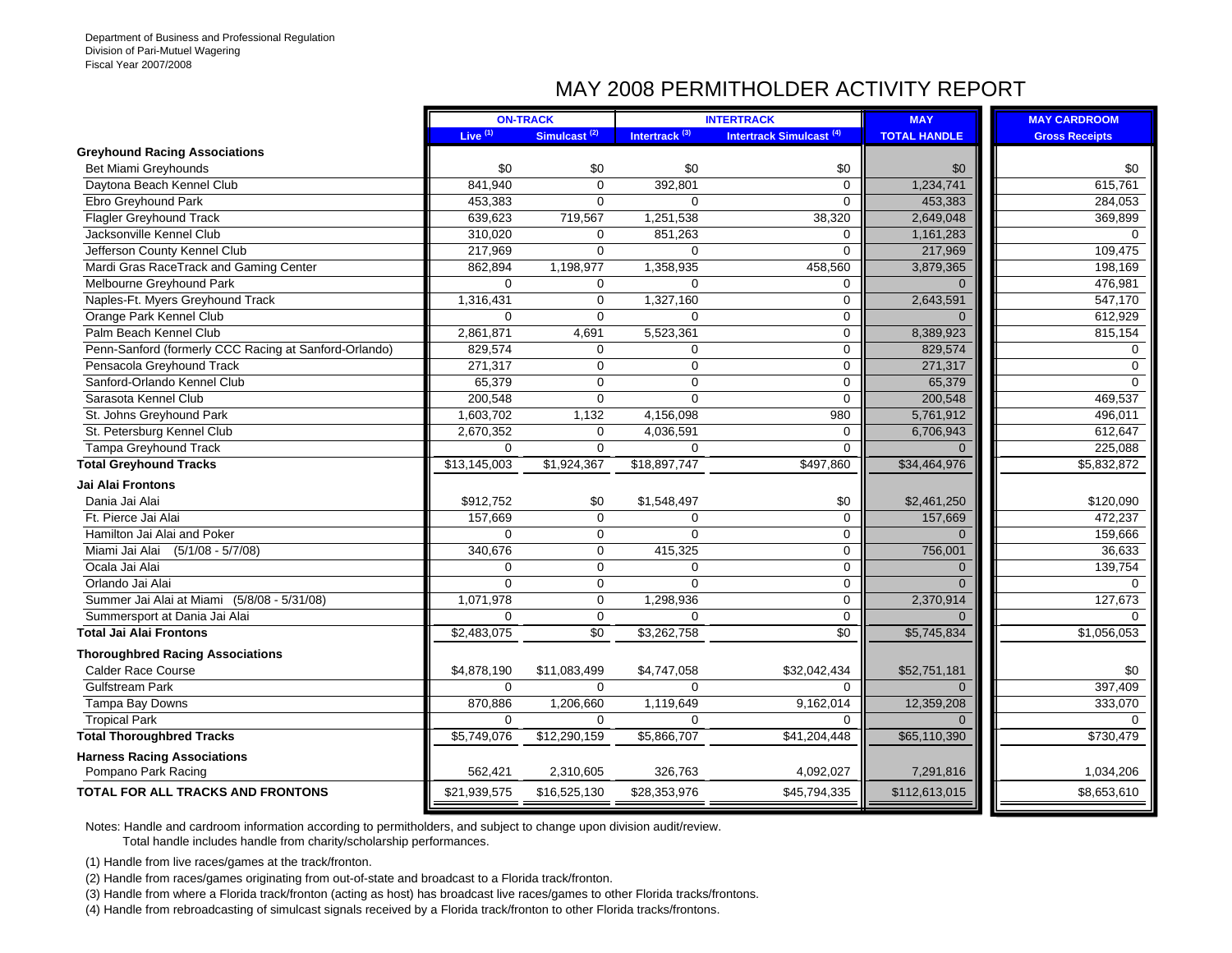Department of Business and Professional Regulation
Division of Pari-Mutuel Wagering
Fiscal Year 2007/2008

# MAY 2008 PERMITHOLDER ACTIVITY REPORT

| | ON-TRACK | | INTERTRACK | | MAY | MAY CARDROOM |
|---|---|---|---|---|---|---|
| | Live [1] | Simulcast [2] | Intertrack [3] | Intertrack Simulcast [4] | TOTAL HANDLE | Gross Receipts |
| **Greyhound Racing Associations** | | | | | | |
| Bet Miami Greyhounds | $0 | $0 | $0 | $0 | $0 | $0 |
| Daytona Beach Kennel Club | 841,940 | 0 | 392,801 | 0 | 1,234,741 | 615,761 |
| Ebro Greyhound Park | 453,383 | 0 | 0 | 0 | 453,383 | 284,053 |
| Flagler Greyhound Track | 639,623 | 719,567 | 1,251,538 | 38,320 | 2,649,048 | 369,899 |
| Jacksonville Kennel Club | 310,020 | 0 | 851,263 | 0 | 1,161,283 | 0 |
| Jefferson County Kennel Club | 217,969 | 0 | 0 | 0 | 217,969 | 109,475 |
| Mardi Gras RaceTrack and Gaming Center | 862,894 | 1,198,977 | 1,358,935 | 458,560 | 3,879,365 | 198,169 |
| Melbourne Greyhound Park | 0 | 0 | 0 | 0 | 0 | 476,981 |
| Naples-Ft. Myers Greyhound Track | 1,316,431 | 0 | 1,327,160 | 0 | 2,643,591 | 547,170 |
| Orange Park Kennel Club | 0 | 0 | 0 | 0 | 0 | 612,929 |
| Palm Beach Kennel Club | 2,861,871 | 4,691 | 5,523,361 | 0 | 8,389,923 | 815,154 |
| Penn-Sanford (formerly CCC Racing at Sanford-Orlando) | 829,574 | 0 | 0 | 0 | 829,574 | 0 |
| Pensacola Greyhound Track | 271,317 | 0 | 0 | 0 | 271,317 | 0 |
| Sanford-Orlando Kennel Club | 65,379 | 0 | 0 | 0 | 65,379 | 0 |
| Sarasota Kennel Club | 200,548 | 0 | 0 | 0 | 200,548 | 469,537 |
| St. Johns Greyhound Park | 1,603,702 | 1,132 | 4,156,098 | 980 | 5,761,912 | 496,011 |
| St. Petersburg Kennel Club | 2,670,352 | 0 | 4,036,591 | 0 | 6,706,943 | 612,647 |
| Tampa Greyhound Track | 0 | 0 | 0 | 0 | 0 | 225,088 |
| **Total Greyhound Tracks** | $13,145,003 | $1,924,367 | $18,897,747 | $497,860 | $34,464,976 | $5,832,872 |
| **Jai Alai Frontons** | | | | | | |
| Dania Jai Alai | $912,752 | $0 | $1,548,497 | $0 | $2,461,250 | $120,090 |
| Ft. Pierce Jai Alai | 157,669 | 0 | 0 | 0 | 157,669 | 472,237 |
| Hamilton Jai Alai and Poker | 0 | 0 | 0 | 0 | 0 | 159,666 |
| Miami Jai Alai (5/1/08 - 5/7/08) | 340,676 | 0 | 415,325 | 0 | 756,001 | 36,633 |
| Ocala Jai Alai | 0 | 0 | 0 | 0 | 0 | 139,754 |
| Orlando Jai Alai | 0 | 0 | 0 | 0 | 0 | 0 |
| Summer Jai Alai at Miami (5/8/08 - 5/31/08) | 1,071,978 | 0 | 1,298,936 | 0 | 2,370,914 | 127,673 |
| Summersport at Dania Jai Alai | 0 | 0 | 0 | 0 | 0 | 0 |
| **Total Jai Alai Frontons** | $2,483,075 | $0 | $3,262,758 | $0 | $5,745,834 | $1,056,053 |
| **Thoroughbred Racing Associations** | | | | | | |
| Calder Race Course | $4,878,190 | $11,083,499 | $4,747,058 | $32,042,434 | $52,751,181 | $0 |
| Gulfstream Park | 0 | 0 | 0 | 0 | 0 | 397,409 |
| Tampa Bay Downs | 870,886 | 1,206,660 | 1,119,649 | 9,162,014 | 12,359,208 | 333,070 |
| Tropical Park | 0 | 0 | 0 | 0 | 0 | 0 |
| **Total Thoroughbred Tracks** | $5,749,076 | $12,290,159 | $5,866,707 | $41,204,448 | $65,110,390 | $730,479 |
| **Harness Racing Associations** | | | | | | |
| Pompano Park Racing | 562,421 | 2,310,605 | 326,763 | 4,092,027 | 7,291,816 | 1,034,206 |
| **TOTAL FOR ALL TRACKS AND FRONTONS** | $21,939,575 | $16,525,130 | $28,353,976 | $45,794,335 | $112,613,015 | $8,653,610 |

Notes: Handle and cardroom information according to permitholders, and subject to change upon division audit/review.
Total handle includes handle from charity/scholarship performances.

(1) Handle from live races/games at the track/fronton.

(2) Handle from races/games originating from out-of-state and broadcast to a Florida track/fronton.

(3) Handle from where a Florida track/fronton (acting as host) has broadcast live races/games to other Florida tracks/frontons.

(4) Handle from rebroadcasting of simulcast signals received by a Florida track/fronton to other Florida tracks/frontons.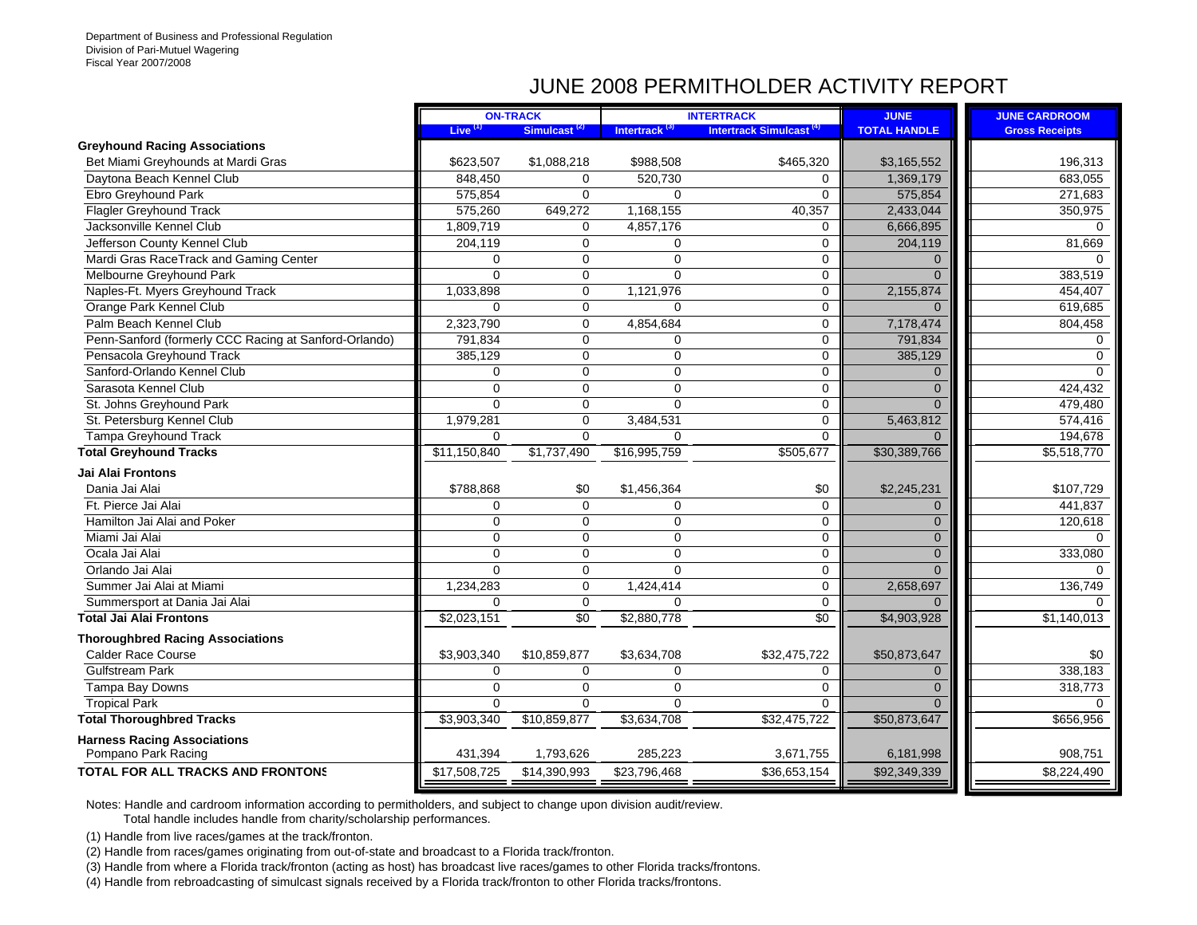Department of Business and Professional Regulation
Division of Pari-Mutuel Wagering
Fiscal Year 2007/2008

# JUNE 2008 PERMITHOLDER ACTIVITY REPORT

| | ON-TRACK | | INTERTRACK | | JUNE | JUNE CARDROOM |
|---|---|---|---|---|---|---|
| | Live [1] | Simulcast [2] | Intertrack [3] | Intertrack Simulcast [4] | TOTAL HANDLE | Gross Receipts |
| **Greyhound Racing Associations** | | | | | | |
| Bet Miami Greyhounds at Mardi Gras | $623,507 | $1,088,218 | $988,508 | $465,320 | $3,165,552 | 196,313 |
| Daytona Beach Kennel Club | 848,450 | 0 | 520,730 | 0 | 1,369,179 | 683,055 |
| Ebro Greyhound Park | 575,854 | 0 | 0 | 0 | 575,854 | 271,683 |
| Flagler Greyhound Track | 575,260 | 649,272 | 1,168,155 | 40,357 | 2,433,044 | 350,975 |
| Jacksonville Kennel Club | 1,809,719 | 0 | 4,857,176 | 0 | 6,666,895 | 0 |
| Jefferson County Kennel Club | 204,119 | 0 | 0 | 0 | 204,119 | 81,669 |
| Mardi Gras RaceTrack and Gaming Center | 0 | 0 | 0 | 0 | 0 | 0 |
| Melbourne Greyhound Park | 0 | 0 | 0 | 0 | 0 | 383,519 |
| Naples-Ft. Myers Greyhound Track | 1,033,898 | 0 | 1,121,976 | 0 | 2,155,874 | 454,407 |
| Orange Park Kennel Club | 0 | 0 | 0 | 0 | 0 | 619,685 |
| Palm Beach Kennel Club | 2,323,790 | 0 | 4,854,684 | 0 | 7,178,474 | 804,458 |
| Penn-Sanford (formerly CCC Racing at Sanford-Orlando) | 791,834 | 0 | 0 | 0 | 791,834 | 0 |
| Pensacola Greyhound Track | 385,129 | 0 | 0 | 0 | 385,129 | 0 |
| Sanford-Orlando Kennel Club | 0 | 0 | 0 | 0 | 0 | 0 |
| Sarasota Kennel Club | 0 | 0 | 0 | 0 | 0 | 424,432 |
| St. Johns Greyhound Park | 0 | 0 | 0 | 0 | 0 | 479,480 |
| St. Petersburg Kennel Club | 1,979,281 | 0 | 3,484,531 | 0 | 5,463,812 | 574,416 |
| Tampa Greyhound Track | 0 | 0 | 0 | 0 | 0 | 194,678 |
| **Total Greyhound Tracks** | $11,150,840 | $1,737,490 | $16,995,759 | $505,677 | $30,389,766 | $5,518,770 |
| **Jai Alai Frontons** | | | | | | |
| Dania Jai Alai | $788,868 | $0 | $1,456,364 | $0 | $2,245,231 | $107,729 |
| Ft. Pierce Jai Alai | 0 | 0 | 0 | 0 | 0 | 441,837 |
| Hamilton Jai Alai and Poker | 0 | 0 | 0 | 0 | 0 | 120,618 |
| Miami Jai Alai | 0 | 0 | 0 | 0 | 0 | 0 |
| Ocala Jai Alai | 0 | 0 | 0 | 0 | 0 | 333,080 |
| Orlando Jai Alai | 0 | 0 | 0 | 0 | 0 | 0 |
| Summer Jai Alai at Miami | 1,234,283 | 0 | 1,424,414 | 0 | 2,658,697 | 136,749 |
| Summersport at Dania Jai Alai | 0 | 0 | 0 | 0 | 0 | 0 |
| **Total Jai Alai Frontons** | $2,023,151 | $0 | $2,880,778 | $0 | $4,903,928 | $1,140,013 |
| **Thoroughbred Racing Associations** | | | | | | |
| Calder Race Course | $3,903,340 | $10,859,877 | $3,634,708 | $32,475,722 | $50,873,647 | $0 |
| Gulfstream Park | 0 | 0 | 0 | 0 | 0 | 338,183 |
| Tampa Bay Downs | 0 | 0 | 0 | 0 | 0 | 318,773 |
| Tropical Park | 0 | 0 | 0 | 0 | 0 | 0 |
| **Total Thoroughbred Tracks** | $3,903,340 | $10,859,877 | $3,634,708 | $32,475,722 | $50,873,647 | $656,956 |
| **Harness Racing Associations** | | | | | | |
| Pompano Park Racing | 431,394 | 1,793,626 | 285,223 | 3,671,755 | 6,181,998 | 908,751 |
| **TOTAL FOR ALL TRACKS AND FRONTONS** | $17,508,725 | $14,390,993 | $23,796,468 | $36,653,154 | $92,349,339 | $8,224,490 |

Notes: Handle and cardroom information according to permitholders, and subject to change upon division audit/review.
Total handle includes handle from charity/scholarship performances.

(1) Handle from live races/games at the track/fronton.

(2) Handle from races/games originating from out-of-state and broadcast to a Florida track/fronton.

(3) Handle from where a Florida track/fronton (acting as host) has broadcast live races/games to other Florida tracks/frontons.

(4) Handle from rebroadcasting of simulcast signals received by a Florida track/fronton to other Florida tracks/frontons.